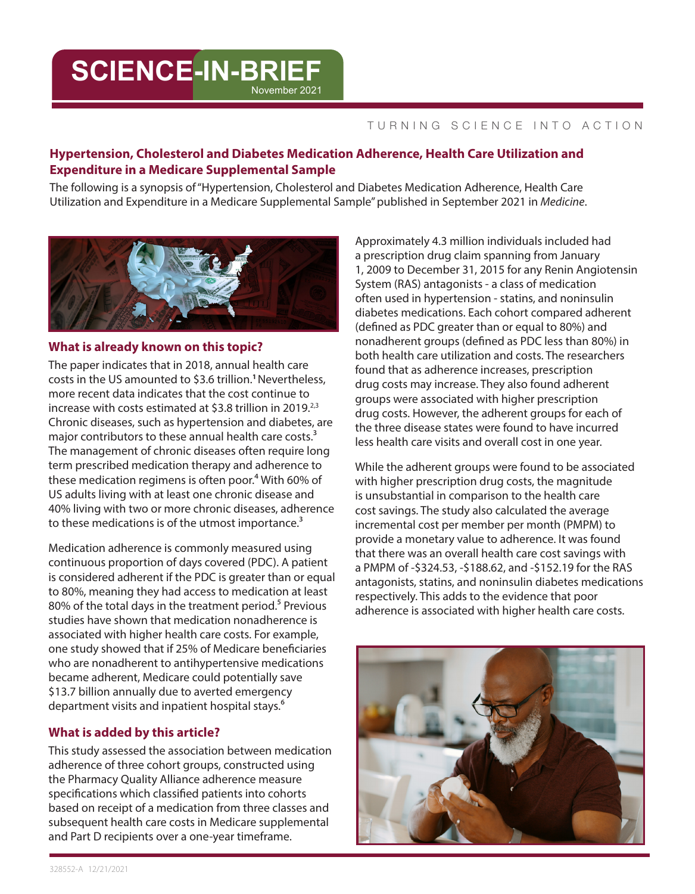# SCIENCE-IN-BRIEF

November 2021

TURNING SCIENCE INTO ACTION

## Hypertension, Cholesterol and Diabetes Medication Adherence, Health Care Utilization and Expenditure in a Medicare Supplemental Sample

The following is a synopsis of "Hypertension, Cholesterol and Diabetes Medication Adherence, Health Care Utilization and Expenditure in a Medicare Supplemental Sample" published in September 2021 in *Medicine*.

### What is already known on this topic?

The paper indicates that in 2018, annual health care costs in the US amounted to \$3.6 trillion.[1] Nevertheless, more recent data indicates that the cost continue to increase with costs estimated at \$3.8 trillion in 2019.[2,3] Chronic diseases, such as hypertension and diabetes, are major contributors to these annual health care costs.[3] The management of chronic diseases often require long term prescribed medication therapy and adherence to these medication regimens is often poor.[4] With 60% of US adults living with at least one chronic disease and 40% living with two or more chronic diseases, adherence to these medications is of the utmost importance.[3]

Medication adherence is commonly measured using continuous proportion of days covered (PDC). A patient is considered adherent if the PDC is greater than or equal to 80%, meaning they had access to medication at least 80% of the total days in the treatment period.[5] Previous studies have shown that medication nonadherence is associated with higher health care costs. For example, one study showed that if 25% of Medicare beneficiaries who are nonadherent to antihypertensive medications became adherent, Medicare could potentially save \$13.7 billion annually due to averted emergency department visits and inpatient hospital stays.[6]

### What is added by this article?

This study assessed the association between medication adherence of three cohort groups, constructed using the Pharmacy Quality Alliance adherence measure specifications which classified patients into cohorts based on receipt of a medication from three classes and subsequent health care costs in Medicare supplemental and Part D recipients over a one-year timeframe.

Approximately 4.3 million individuals included had a prescription drug claim spanning from January 1, 2009 to December 31, 2015 for any Renin Angiotensin System (RAS) antagonists - a class of medication often used in hypertension - statins, and noninsulin diabetes medications. Each cohort compared adherent (defined as PDC greater than or equal to 80%) and nonadherent groups (defined as PDC less than 80%) in both health care utilization and costs. The researchers found that as adherence increases, prescription drug costs may increase. They also found adherent groups were associated with higher prescription drug costs. However, the adherent groups for each of the three disease states were found to have incurred less health care visits and overall cost in one year.

While the adherent groups were found to be associated with higher prescription drug costs, the magnitude is unsubstantial in comparison to the health care cost savings. The study also calculated the average incremental cost per member per month (PMPM) to provide a monetary value to adherence. It was found that there was an overall health care cost savings with a PMPM of -\$324.53, -\$188.62, and -\$152.19 for the RAS antagonists, statins, and noninsulin diabetes medications respectively. This adds to the evidence that poor adherence is associated with higher health care costs.

328552-A 12/21/2021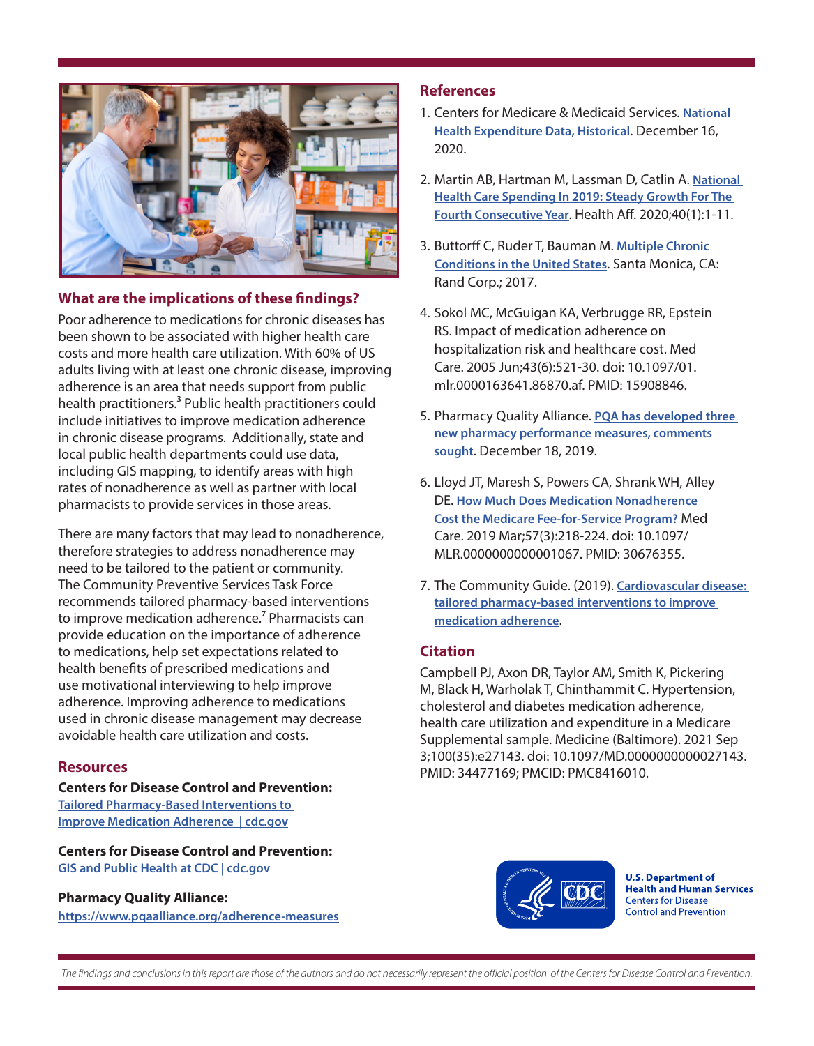## What are the implications of these findings?

Poor adherence to medications for chronic diseases has been shown to be associated with higher health care costs and more health care utilization. With 60% of US adults living with at least one chronic disease, improving adherence is an area that needs support from public health practitioners.[3] Public health practitioners could include initiatives to improve medication adherence in chronic disease programs. Additionally, state and local public health departments could use data, including GIS mapping, to identify areas with high rates of nonadherence as well as partner with local pharmacists to provide services in those areas.

There are many factors that may lead to nonadherence, therefore strategies to address nonadherence may need to be tailored to the patient or community. The Community Preventive Services Task Force recommends tailored pharmacy-based interventions to improve medication adherence.[7] Pharmacists can provide education on the importance of adherence to medications, help set expectations related to health benefits of prescribed medications and use motivational interviewing to help improve adherence. Improving adherence to medications used in chronic disease management may decrease avoidable health care utilization and costs.

## Resources

**Centers for Disease Control and Prevention:**
Tailored Pharmacy-Based Interventions to Improve Medication Adherence | cdc.gov

**Centers for Disease Control and Prevention:**
GIS and Public Health at CDC | cdc.gov

**Pharmacy Quality Alliance:**
https://www.pqaalliance.org/adherence-measures

## References

1. Centers for Medicare & Medicaid Services. National Health Expenditure Data, Historical. December 16, 2020.
2. Martin AB, Hartman M, Lassman D, Catlin A. National Health Care Spending In 2019: Steady Growth For The Fourth Consecutive Year. Health Aff. 2020;40(1):1-11.
3. Buttorff C, Ruder T, Bauman M. Multiple Chronic Conditions in the United States. Santa Monica, CA: Rand Corp.; 2017.
4. Sokol MC, McGuigan KA, Verbrugge RR, Epstein RS. Impact of medication adherence on hospitalization risk and healthcare cost. Med Care. 2005 Jun;43(6):521-30. doi: 10.1097/01.mlr.0000163641.86870.af. PMID: 15908846.
5. Pharmacy Quality Alliance. PQA has developed three new pharmacy performance measures, comments sought. December 18, 2019.
6. Lloyd JT, Maresh S, Powers CA, Shrank WH, Alley DE. How Much Does Medication Nonadherence Cost the Medicare Fee-for-Service Program? Med Care. 2019 Mar;57(3):218-224. doi: 10.1097/MLR.0000000000001067. PMID: 30676355.
7. The Community Guide. (2019). Cardiovascular disease: tailored pharmacy-based interventions to improve medication adherence.

## Citation

Campbell PJ, Axon DR, Taylor AM, Smith K, Pickering M, Black H, Warholak T, Chinthammit C. Hypertension, cholesterol and diabetes medication adherence, health care utilization and expenditure in a Medicare Supplemental sample. Medicine (Baltimore). 2021 Sep 3;100(35):e27143. doi: 10.1097/MD.0000000000027143. PMID: 34477169; PMCID: PMC8416010.

U.S. Department of Health and Human Services
Centers for Disease Control and Prevention

*The findings and conclusions in this report are those of the authors and do not necessarily represent the official position of the Centers for Disease Control and Prevention.*